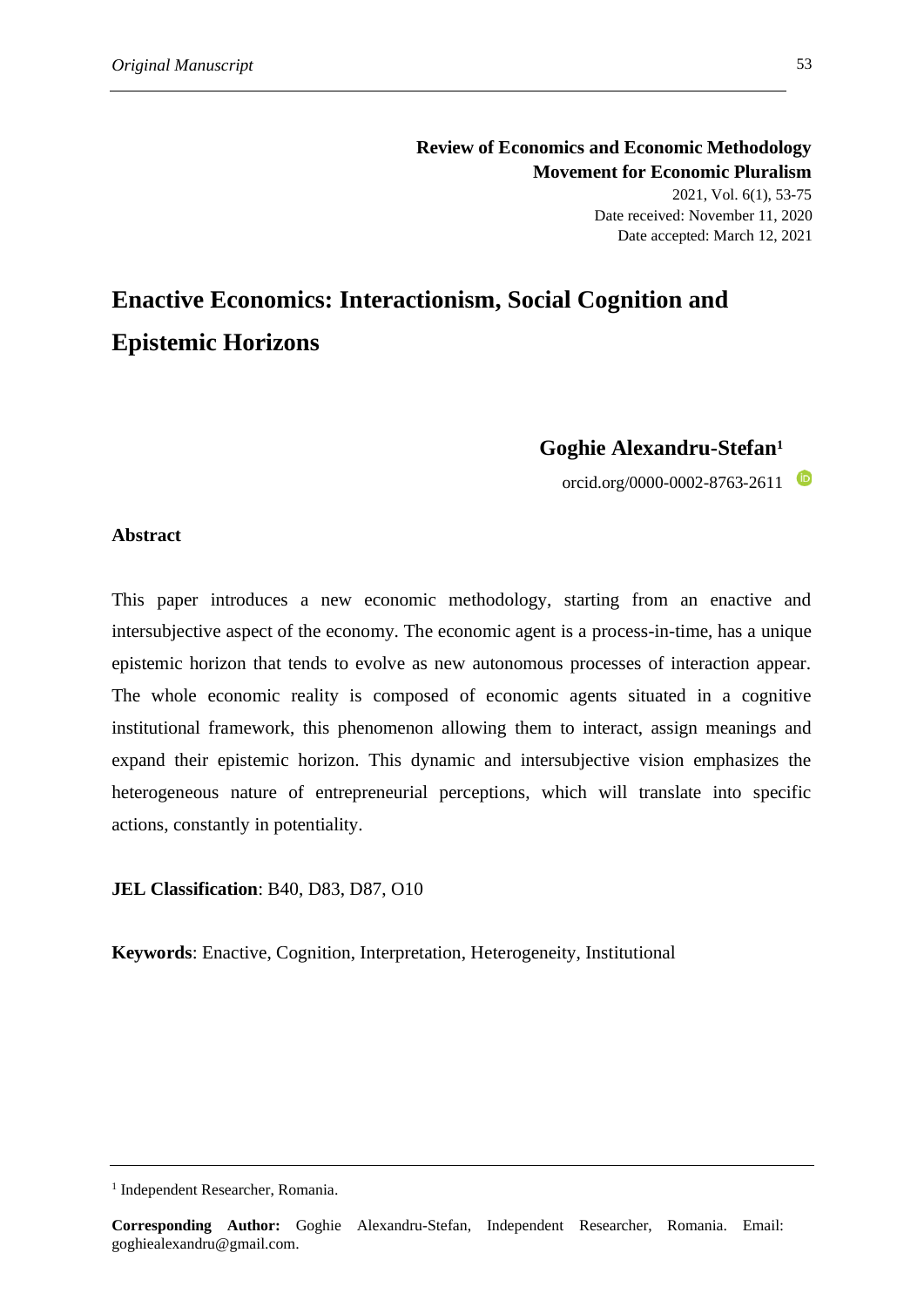**Review of Economics and Economic Methodology**
**Movement for Economic Pluralism**

Date received: November 11, 2020
Date accepted: March 12, 2021

# Enactive Economics: Interactionism, Social Cognition and Epistemic Horizons

**Goghie Alexandru-Stefan**[1]

orcid.org/0000-0002-8763-2611

## Abstract

This paper introduces a new economic methodology, starting from an enactive and intersubjective aspect of the economy. The economic agent is a process-in-time, has a unique epistemic horizon that tends to evolve as new autonomous processes of interaction appear. The whole economic reality is composed of economic agents situated in a cognitive institutional framework, this phenomenon allowing them to interact, assign meanings and expand their epistemic horizon. This dynamic and intersubjective vision emphasizes the heterogeneous nature of entrepreneurial perceptions, which will translate into specific actions, constantly in potentiality.

**JEL Classification**: B40, D83, D87, O10

**Keywords**: Enactive, Cognition, Interpretation, Heterogeneity, Institutional

---

[1] Independent Researcher, Romania.

**Corresponding Author:** Goghie Alexandru-Stefan, Independent Researcher, Romania. Email: goghiealexandru@gmail.com.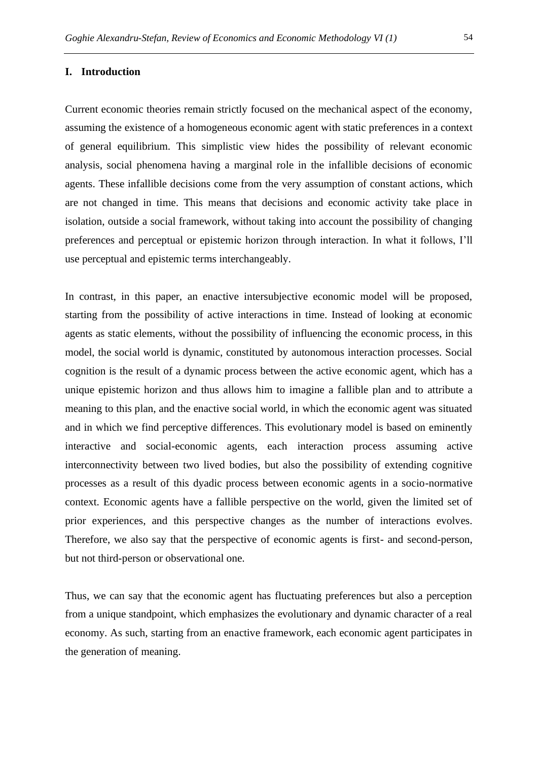## I. Introduction

Current economic theories remain strictly focused on the mechanical aspect of the economy, assuming the existence of a homogeneous economic agent with static preferences in a context of general equilibrium. This simplistic view hides the possibility of relevant economic analysis, social phenomena having a marginal role in the infallible decisions of economic agents. These infallible decisions come from the very assumption of constant actions, which are not changed in time. This means that decisions and economic activity take place in isolation, outside a social framework, without taking into account the possibility of changing preferences and perceptual or epistemic horizon through interaction. In what it follows, I'll use perceptual and epistemic terms interchangeably.

In contrast, in this paper, an enactive intersubjective economic model will be proposed, starting from the possibility of active interactions in time. Instead of looking at economic agents as static elements, without the possibility of influencing the economic process, in this model, the social world is dynamic, constituted by autonomous interaction processes. Social cognition is the result of a dynamic process between the active economic agent, which has a unique epistemic horizon and thus allows him to imagine a fallible plan and to attribute a meaning to this plan, and the enactive social world, in which the economic agent was situated and in which we find perceptive differences. This evolutionary model is based on eminently interactive and social-economic agents, each interaction process assuming active interconnectivity between two lived bodies, but also the possibility of extending cognitive processes as a result of this dyadic process between economic agents in a socio-normative context. Economic agents have a fallible perspective on the world, given the limited set of prior experiences, and this perspective changes as the number of interactions evolves. Therefore, we also say that the perspective of economic agents is first- and second-person, but not third-person or observational one.

Thus, we can say that the economic agent has fluctuating preferences but also a perception from a unique standpoint, which emphasizes the evolutionary and dynamic character of a real economy. As such, starting from an enactive framework, each economic agent participates in the generation of meaning.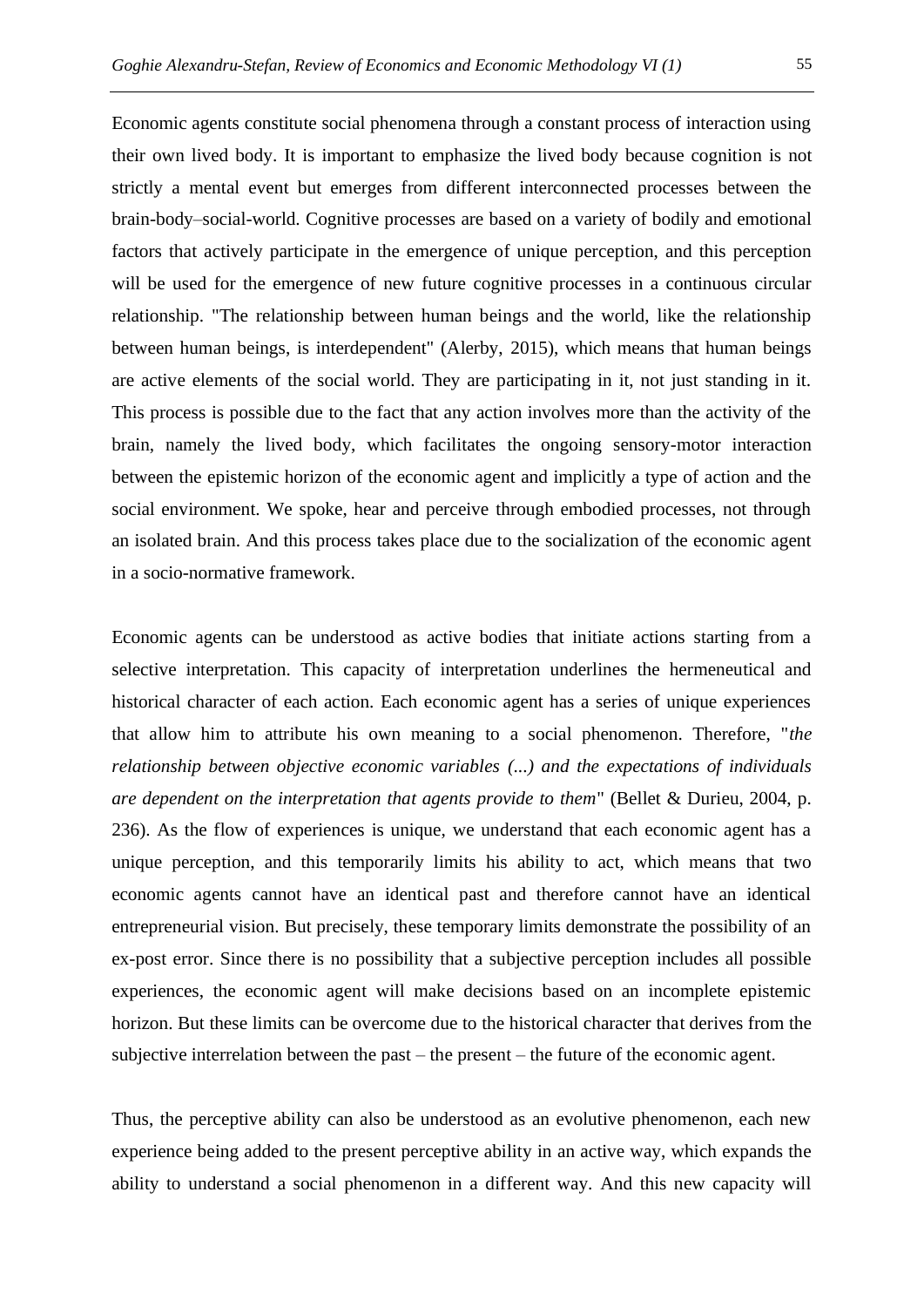Economic agents constitute social phenomena through a constant process of interaction using their own lived body. It is important to emphasize the lived body because cognition is not strictly a mental event but emerges from different interconnected processes between the brain-body–social-world. Cognitive processes are based on a variety of bodily and emotional factors that actively participate in the emergence of unique perception, and this perception will be used for the emergence of new future cognitive processes in a continuous circular relationship. "The relationship between human beings and the world, like the relationship between human beings, is interdependent" (Alerby, 2015), which means that human beings are active elements of the social world. They are participating in it, not just standing in it. This process is possible due to the fact that any action involves more than the activity of the brain, namely the lived body, which facilitates the ongoing sensory-motor interaction between the epistemic horizon of the economic agent and implicitly a type of action and the social environment. We spoke, hear and perceive through embodied processes, not through an isolated brain. And this process takes place due to the socialization of the economic agent in a socio-normative framework.

Economic agents can be understood as active bodies that initiate actions starting from a selective interpretation. This capacity of interpretation underlines the hermeneutical and historical character of each action. Each economic agent has a series of unique experiences that allow him to attribute his own meaning to a social phenomenon. Therefore, "*the relationship between objective economic variables (...) and the expectations of individuals are dependent on the interpretation that agents provide to them*" (Bellet & Durieu, 2004, p. 236). As the flow of experiences is unique, we understand that each economic agent has a unique perception, and this temporarily limits his ability to act, which means that two economic agents cannot have an identical past and therefore cannot have an identical entrepreneurial vision. But precisely, these temporary limits demonstrate the possibility of an ex-post error. Since there is no possibility that a subjective perception includes all possible experiences, the economic agent will make decisions based on an incomplete epistemic horizon. But these limits can be overcome due to the historical character that derives from the subjective interrelation between the past – the present – the future of the economic agent.

Thus, the perceptive ability can also be understood as an evolutive phenomenon, each new experience being added to the present perceptive ability in an active way, which expands the ability to understand a social phenomenon in a different way. And this new capacity will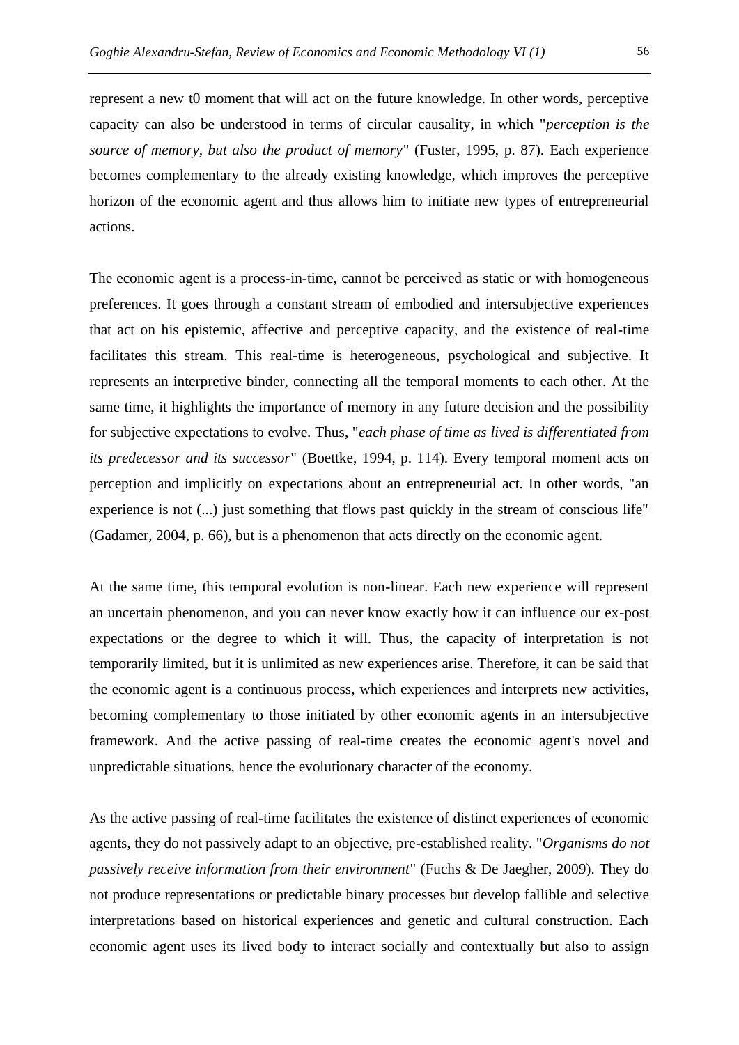represent a new t0 moment that will act on the future knowledge. In other words, perceptive capacity can also be understood in terms of circular causality, in which "*perception is the source of memory, but also the product of memory*" (Fuster, 1995, p. 87). Each experience becomes complementary to the already existing knowledge, which improves the perceptive horizon of the economic agent and thus allows him to initiate new types of entrepreneurial actions.

The economic agent is a process-in-time, cannot be perceived as static or with homogeneous preferences. It goes through a constant stream of embodied and intersubjective experiences that act on his epistemic, affective and perceptive capacity, and the existence of real-time facilitates this stream. This real-time is heterogeneous, psychological and subjective. It represents an interpretive binder, connecting all the temporal moments to each other. At the same time, it highlights the importance of memory in any future decision and the possibility for subjective expectations to evolve. Thus, "*each phase of time as lived is differentiated from its predecessor and its successor*" (Boettke, 1994, p. 114). Every temporal moment acts on perception and implicitly on expectations about an entrepreneurial act. In other words, "an experience is not (...) just something that flows past quickly in the stream of conscious life" (Gadamer, 2004, p. 66), but is a phenomenon that acts directly on the economic agent.

At the same time, this temporal evolution is non-linear. Each new experience will represent an uncertain phenomenon, and you can never know exactly how it can influence our ex-post expectations or the degree to which it will. Thus, the capacity of interpretation is not temporarily limited, but it is unlimited as new experiences arise. Therefore, it can be said that the economic agent is a continuous process, which experiences and interprets new activities, becoming complementary to those initiated by other economic agents in an intersubjective framework. And the active passing of real-time creates the economic agent's novel and unpredictable situations, hence the evolutionary character of the economy.

As the active passing of real-time facilitates the existence of distinct experiences of economic agents, they do not passively adapt to an objective, pre-established reality. "*Organisms do not passively receive information from their environment*" (Fuchs & De Jaegher, 2009). They do not produce representations or predictable binary processes but develop fallible and selective interpretations based on historical experiences and genetic and cultural construction. Each economic agent uses its lived body to interact socially and contextually but also to assign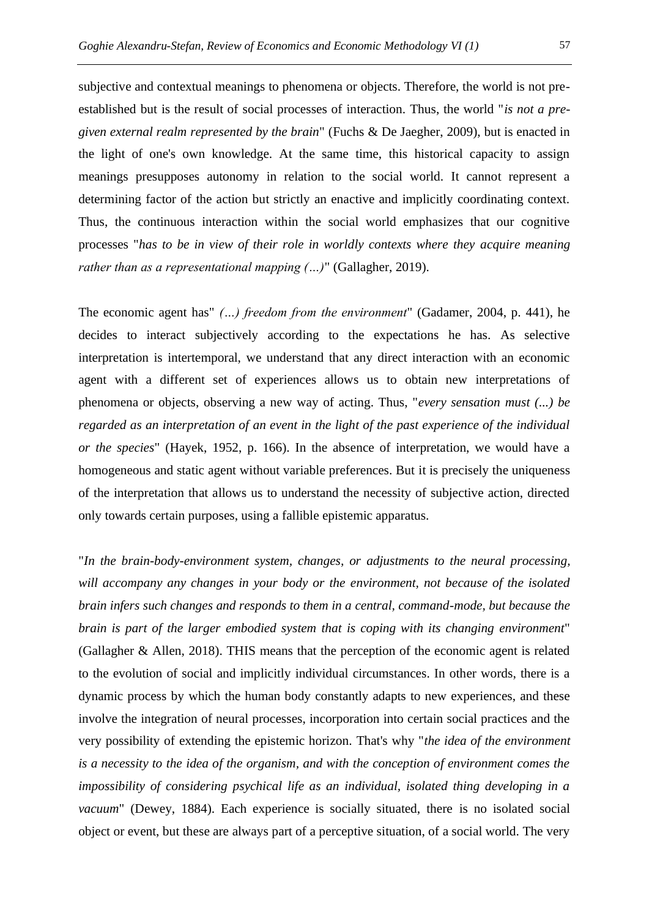subjective and contextual meanings to phenomena or objects. Therefore, the world is not pre-established but is the result of social processes of interaction. Thus, the world "*is not a pre-given external realm represented by the brain*" (Fuchs & De Jaegher, 2009), but is enacted in the light of one's own knowledge. At the same time, this historical capacity to assign meanings presupposes autonomy in relation to the social world. It cannot represent a determining factor of the action but strictly an enactive and implicitly coordinating context. Thus, the continuous interaction within the social world emphasizes that our cognitive processes "*has to be in view of their role in worldly contexts where they acquire meaning rather than as a representational mapping (…)*" (Gallagher, 2019).

The economic agent has" *(…) freedom from the environment*" (Gadamer, 2004, p. 441), he decides to interact subjectively according to the expectations he has. As selective interpretation is intertemporal, we understand that any direct interaction with an economic agent with a different set of experiences allows us to obtain new interpretations of phenomena or objects, observing a new way of acting. Thus, "*every sensation must (...) be regarded as an interpretation of an event in the light of the past experience of the individual or the species*" (Hayek, 1952, p. 166). In the absence of interpretation, we would have a homogeneous and static agent without variable preferences. But it is precisely the uniqueness of the interpretation that allows us to understand the necessity of subjective action, directed only towards certain purposes, using a fallible epistemic apparatus.

"*In the brain-body-environment system, changes, or adjustments to the neural processing, will accompany any changes in your body or the environment, not because of the isolated brain infers such changes and responds to them in a central, command-mode, but because the brain is part of the larger embodied system that is coping with its changing environment*" (Gallagher & Allen, 2018). THIS means that the perception of the economic agent is related to the evolution of social and implicitly individual circumstances. In other words, there is a dynamic process by which the human body constantly adapts to new experiences, and these involve the integration of neural processes, incorporation into certain social practices and the very possibility of extending the epistemic horizon. That's why "*the idea of the environment is a necessity to the idea of the organism, and with the conception of environment comes the impossibility of considering psychical life as an individual, isolated thing developing in a vacuum*" (Dewey, 1884). Each experience is socially situated, there is no isolated social object or event, but these are always part of a perceptive situation, of a social world. The very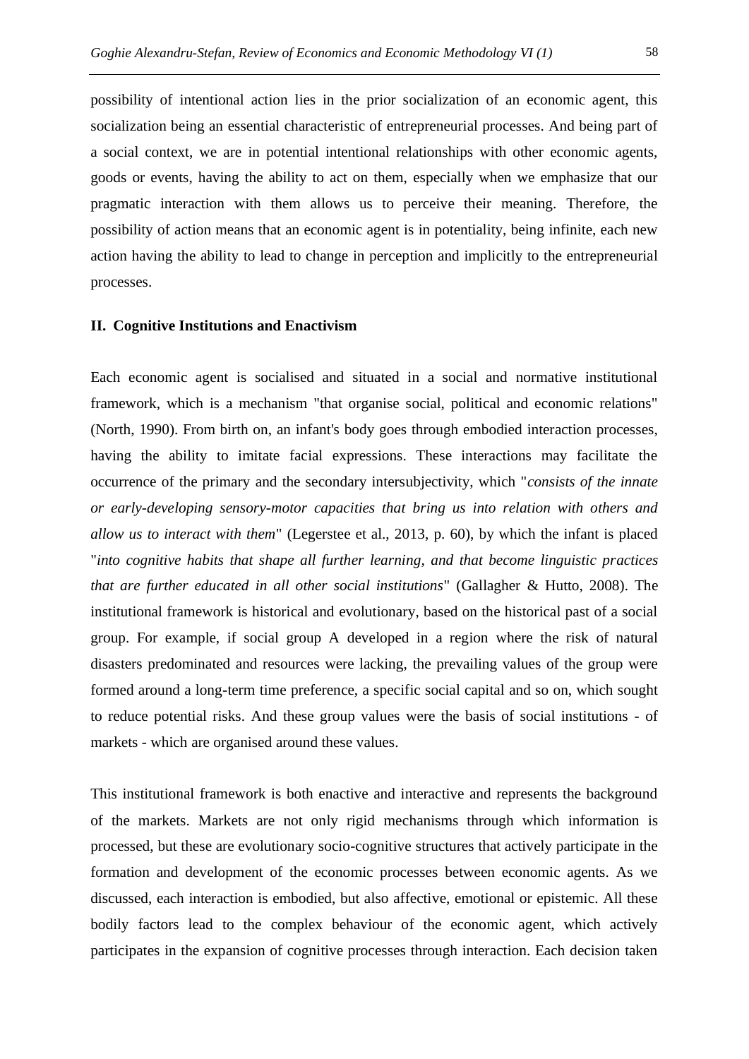possibility of intentional action lies in the prior socialization of an economic agent, this socialization being an essential characteristic of entrepreneurial processes. And being part of a social context, we are in potential intentional relationships with other economic agents, goods or events, having the ability to act on them, especially when we emphasize that our pragmatic interaction with them allows us to perceive their meaning. Therefore, the possibility of action means that an economic agent is in potentiality, being infinite, each new action having the ability to lead to change in perception and implicitly to the entrepreneurial processes.

## II. Cognitive Institutions and Enactivism

Each economic agent is socialised and situated in a social and normative institutional framework, which is a mechanism "that organise social, political and economic relations" (North, 1990). From birth on, an infant's body goes through embodied interaction processes, having the ability to imitate facial expressions. These interactions may facilitate the occurrence of the primary and the secondary intersubjectivity, which "*consists of the innate or early-developing sensory-motor capacities that bring us into relation with others and allow us to interact with them*" (Legerstee et al., 2013, p. 60), by which the infant is placed "*into cognitive habits that shape all further learning, and that become linguistic practices that are further educated in all other social institutions*" (Gallagher & Hutto, 2008). The institutional framework is historical and evolutionary, based on the historical past of a social group. For example, if social group A developed in a region where the risk of natural disasters predominated and resources were lacking, the prevailing values of the group were formed around a long-term time preference, a specific social capital and so on, which sought to reduce potential risks. And these group values were the basis of social institutions - of markets - which are organised around these values.

This institutional framework is both enactive and interactive and represents the background of the markets. Markets are not only rigid mechanisms through which information is processed, but these are evolutionary socio-cognitive structures that actively participate in the formation and development of the economic processes between economic agents. As we discussed, each interaction is embodied, but also affective, emotional or epistemic. All these bodily factors lead to the complex behaviour of the economic agent, which actively participates in the expansion of cognitive processes through interaction. Each decision taken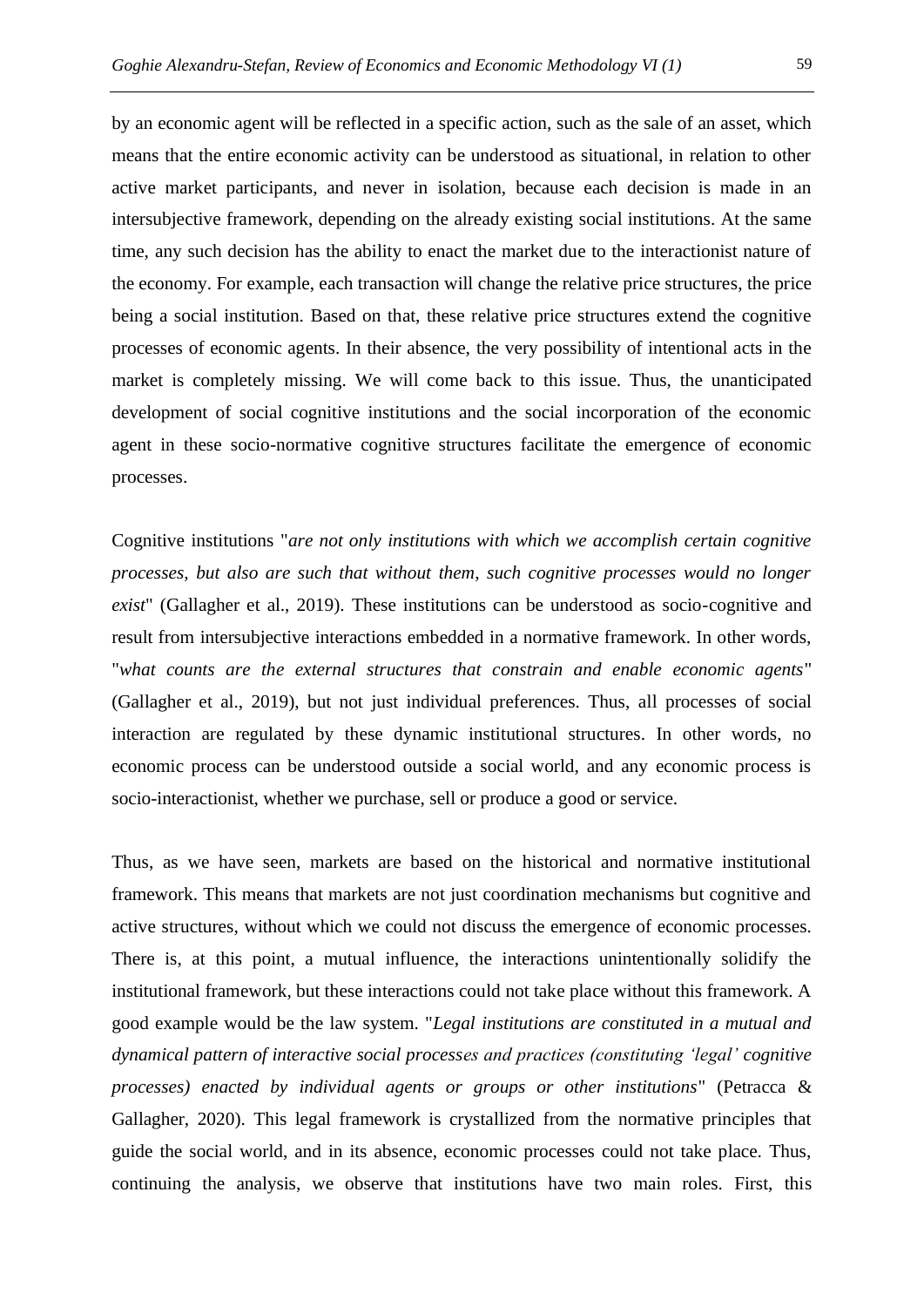by an economic agent will be reflected in a specific action, such as the sale of an asset, which means that the entire economic activity can be understood as situational, in relation to other active market participants, and never in isolation, because each decision is made in an intersubjective framework, depending on the already existing social institutions. At the same time, any such decision has the ability to enact the market due to the interactionist nature of the economy. For example, each transaction will change the relative price structures, the price being a social institution. Based on that, these relative price structures extend the cognitive processes of economic agents. In their absence, the very possibility of intentional acts in the market is completely missing. We will come back to this issue. Thus, the unanticipated development of social cognitive institutions and the social incorporation of the economic agent in these socio-normative cognitive structures facilitate the emergence of economic processes.

Cognitive institutions "*are not only institutions with which we accomplish certain cognitive processes, but also are such that without them, such cognitive processes would no longer exist*" (Gallagher et al., 2019). These institutions can be understood as socio-cognitive and result from intersubjective interactions embedded in a normative framework. In other words, "*what counts are the external structures that constrain and enable economic agents*" (Gallagher et al., 2019), but not just individual preferences. Thus, all processes of social interaction are regulated by these dynamic institutional structures. In other words, no economic process can be understood outside a social world, and any economic process is socio-interactionist, whether we purchase, sell or produce a good or service.

Thus, as we have seen, markets are based on the historical and normative institutional framework. This means that markets are not just coordination mechanisms but cognitive and active structures, without which we could not discuss the emergence of economic processes. There is, at this point, a mutual influence, the interactions unintentionally solidify the institutional framework, but these interactions could not take place without this framework. A good example would be the law system. "*Legal institutions are constituted in a mutual and dynamical pattern of interactive social processes and practices (constituting 'legal' cognitive processes) enacted by individual agents or groups or other institutions*" (Petracca & Gallagher, 2020). This legal framework is crystallized from the normative principles that guide the social world, and in its absence, economic processes could not take place. Thus, continuing the analysis, we observe that institutions have two main roles. First, this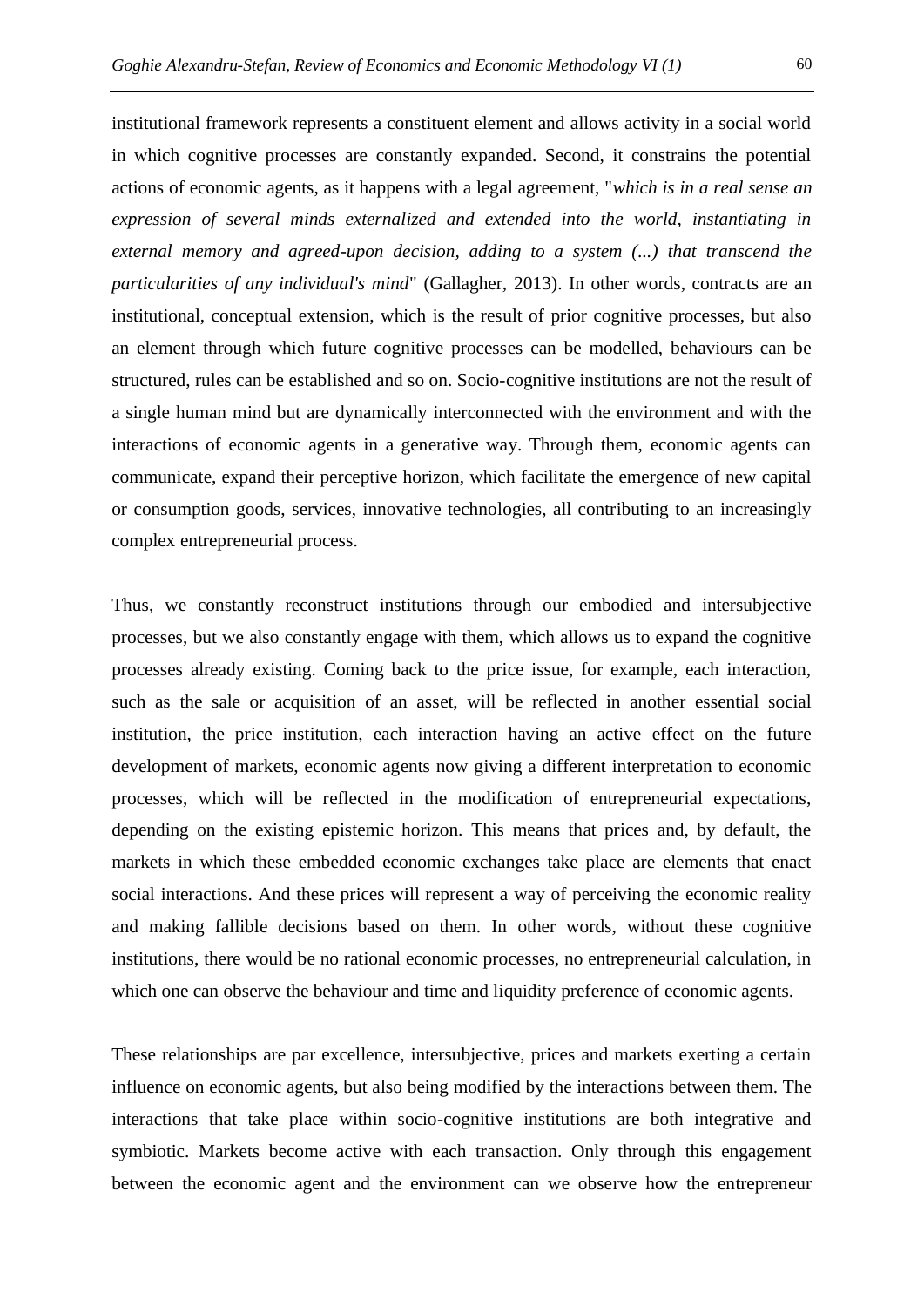institutional framework represents a constituent element and allows activity in a social world in which cognitive processes are constantly expanded. Second, it constrains the potential actions of economic agents, as it happens with a legal agreement, "*which is in a real sense an expression of several minds externalized and extended into the world, instantiating in external memory and agreed-upon decision, adding to a system (...) that transcend the particularities of any individual's mind*" (Gallagher, 2013). In other words, contracts are an institutional, conceptual extension, which is the result of prior cognitive processes, but also an element through which future cognitive processes can be modelled, behaviours can be structured, rules can be established and so on. Socio-cognitive institutions are not the result of a single human mind but are dynamically interconnected with the environment and with the interactions of economic agents in a generative way. Through them, economic agents can communicate, expand their perceptive horizon, which facilitate the emergence of new capital or consumption goods, services, innovative technologies, all contributing to an increasingly complex entrepreneurial process.

Thus, we constantly reconstruct institutions through our embodied and intersubjective processes, but we also constantly engage with them, which allows us to expand the cognitive processes already existing. Coming back to the price issue, for example, each interaction, such as the sale or acquisition of an asset, will be reflected in another essential social institution, the price institution, each interaction having an active effect on the future development of markets, economic agents now giving a different interpretation to economic processes, which will be reflected in the modification of entrepreneurial expectations, depending on the existing epistemic horizon. This means that prices and, by default, the markets in which these embedded economic exchanges take place are elements that enact social interactions. And these prices will represent a way of perceiving the economic reality and making fallible decisions based on them. In other words, without these cognitive institutions, there would be no rational economic processes, no entrepreneurial calculation, in which one can observe the behaviour and time and liquidity preference of economic agents.

These relationships are par excellence, intersubjective, prices and markets exerting a certain influence on economic agents, but also being modified by the interactions between them. The interactions that take place within socio-cognitive institutions are both integrative and symbiotic. Markets become active with each transaction. Only through this engagement between the economic agent and the environment can we observe how the entrepreneur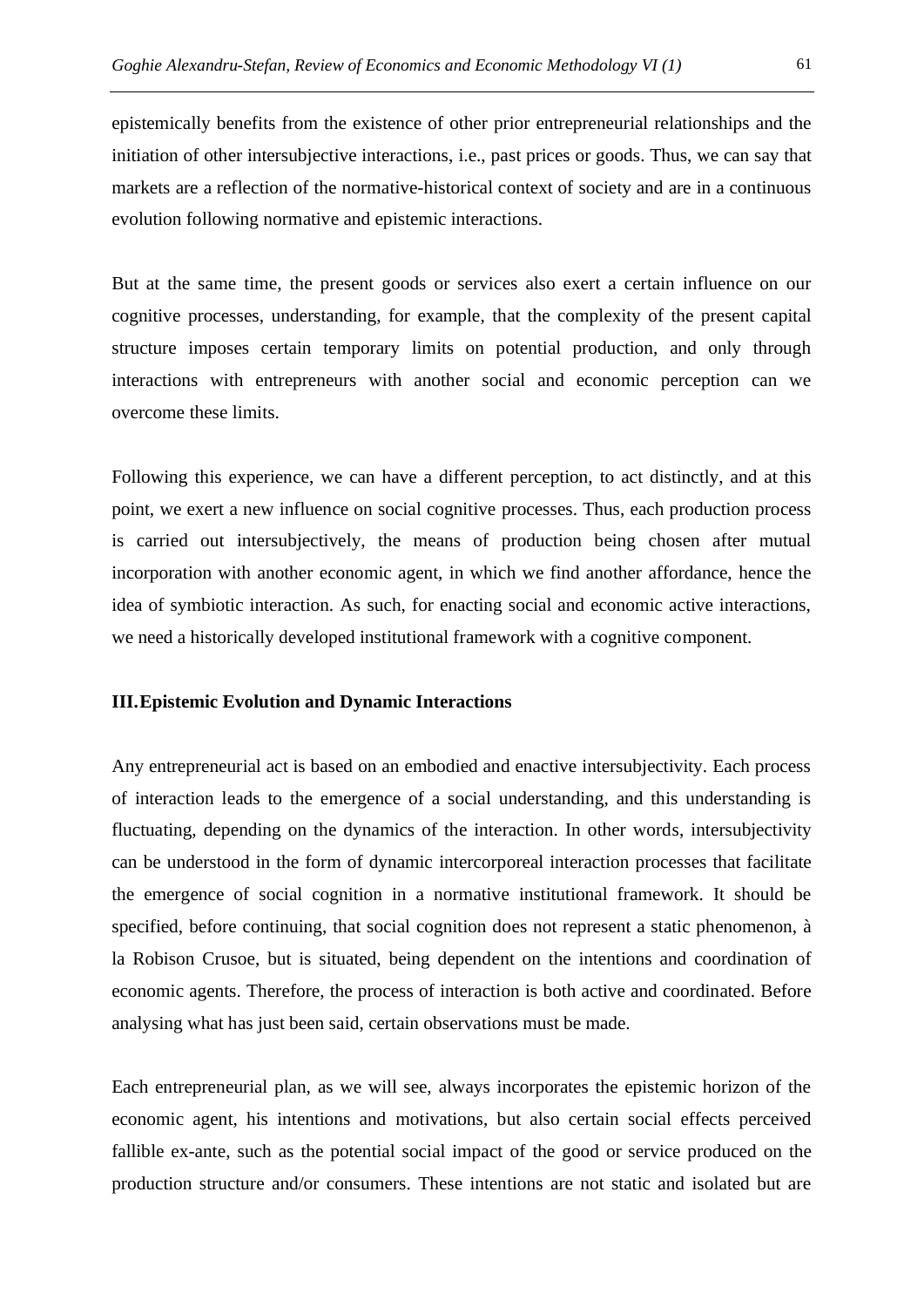epistemically benefits from the existence of other prior entrepreneurial relationships and the initiation of other intersubjective interactions, i.e., past prices or goods. Thus, we can say that markets are a reflection of the normative-historical context of society and are in a continuous evolution following normative and epistemic interactions.

But at the same time, the present goods or services also exert a certain influence on our cognitive processes, understanding, for example, that the complexity of the present capital structure imposes certain temporary limits on potential production, and only through interactions with entrepreneurs with another social and economic perception can we overcome these limits.

Following this experience, we can have a different perception, to act distinctly, and at this point, we exert a new influence on social cognitive processes. Thus, each production process is carried out intersubjectively, the means of production being chosen after mutual incorporation with another economic agent, in which we find another affordance, hence the idea of symbiotic interaction. As such, for enacting social and economic active interactions, we need a historically developed institutional framework with a cognitive component.

## III. Epistemic Evolution and Dynamic Interactions

Any entrepreneurial act is based on an embodied and enactive intersubjectivity. Each process of interaction leads to the emergence of a social understanding, and this understanding is fluctuating, depending on the dynamics of the interaction. In other words, intersubjectivity can be understood in the form of dynamic intercorporeal interaction processes that facilitate the emergence of social cognition in a normative institutional framework. It should be specified, before continuing, that social cognition does not represent a static phenomenon, à la Robison Crusoe, but is situated, being dependent on the intentions and coordination of economic agents. Therefore, the process of interaction is both active and coordinated. Before analysing what has just been said, certain observations must be made.

Each entrepreneurial plan, as we will see, always incorporates the epistemic horizon of the economic agent, his intentions and motivations, but also certain social effects perceived fallible ex-ante, such as the potential social impact of the good or service produced on the production structure and/or consumers. These intentions are not static and isolated but are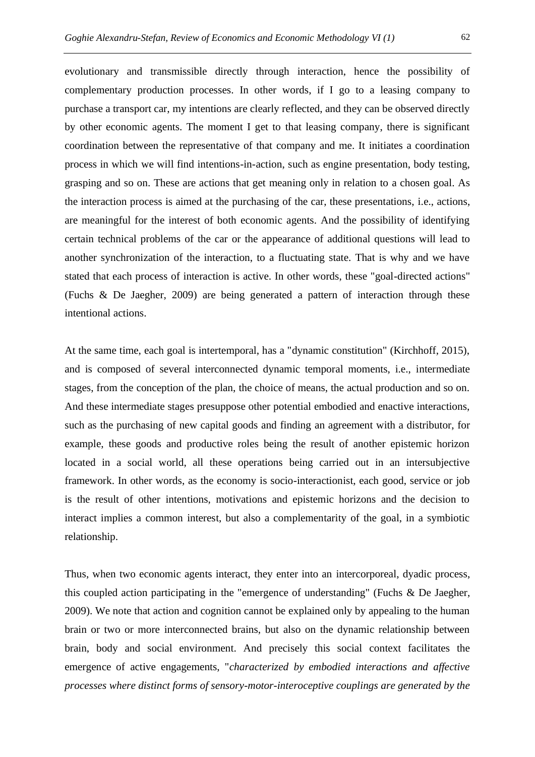evolutionary and transmissible directly through interaction, hence the possibility of complementary production processes. In other words, if I go to a leasing company to purchase a transport car, my intentions are clearly reflected, and they can be observed directly by other economic agents. The moment I get to that leasing company, there is significant coordination between the representative of that company and me. It initiates a coordination process in which we will find intentions-in-action, such as engine presentation, body testing, grasping and so on. These are actions that get meaning only in relation to a chosen goal. As the interaction process is aimed at the purchasing of the car, these presentations, i.e., actions, are meaningful for the interest of both economic agents. And the possibility of identifying certain technical problems of the car or the appearance of additional questions will lead to another synchronization of the interaction, to a fluctuating state. That is why and we have stated that each process of interaction is active. In other words, these "goal-directed actions" (Fuchs & De Jaegher, 2009) are being generated a pattern of interaction through these intentional actions.

At the same time, each goal is intertemporal, has a "dynamic constitution" (Kirchhoff, 2015), and is composed of several interconnected dynamic temporal moments, i.e., intermediate stages, from the conception of the plan, the choice of means, the actual production and so on. And these intermediate stages presuppose other potential embodied and enactive interactions, such as the purchasing of new capital goods and finding an agreement with a distributor, for example, these goods and productive roles being the result of another epistemic horizon located in a social world, all these operations being carried out in an intersubjective framework. In other words, as the economy is socio-interactionist, each good, service or job is the result of other intentions, motivations and epistemic horizons and the decision to interact implies a common interest, but also a complementarity of the goal, in a symbiotic relationship.

Thus, when two economic agents interact, they enter into an intercorporeal, dyadic process, this coupled action participating in the "emergence of understanding" (Fuchs & De Jaegher, 2009). We note that action and cognition cannot be explained only by appealing to the human brain or two or more interconnected brains, but also on the dynamic relationship between brain, body and social environment. And precisely this social context facilitates the emergence of active engagements, "*characterized by embodied interactions and affective processes where distinct forms of sensory-motor-interoceptive couplings are generated by the*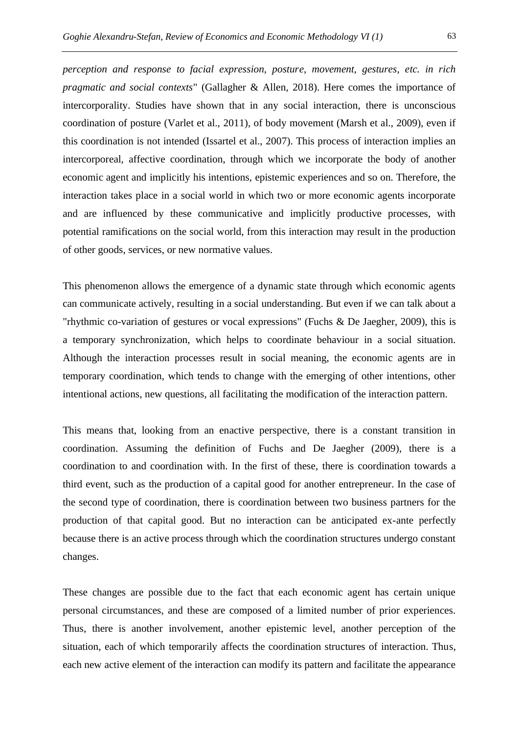*perception and response to facial expression, posture, movement, gestures, etc. in rich pragmatic and social contexts*" (Gallagher & Allen, 2018). Here comes the importance of intercorporality. Studies have shown that in any social interaction, there is unconscious coordination of posture (Varlet et al., 2011), of body movement (Marsh et al., 2009), even if this coordination is not intended (Issartel et al., 2007). This process of interaction implies an intercorporeal, affective coordination, through which we incorporate the body of another economic agent and implicitly his intentions, epistemic experiences and so on. Therefore, the interaction takes place in a social world in which two or more economic agents incorporate and are influenced by these communicative and implicitly productive processes, with potential ramifications on the social world, from this interaction may result in the production of other goods, services, or new normative values.

This phenomenon allows the emergence of a dynamic state through which economic agents can communicate actively, resulting in a social understanding. But even if we can talk about a "rhythmic co-variation of gestures or vocal expressions" (Fuchs & De Jaegher, 2009), this is a temporary synchronization, which helps to coordinate behaviour in a social situation. Although the interaction processes result in social meaning, the economic agents are in temporary coordination, which tends to change with the emerging of other intentions, other intentional actions, new questions, all facilitating the modification of the interaction pattern.

This means that, looking from an enactive perspective, there is a constant transition in coordination. Assuming the definition of Fuchs and De Jaegher (2009), there is a coordination to and coordination with. In the first of these, there is coordination towards a third event, such as the production of a capital good for another entrepreneur. In the case of the second type of coordination, there is coordination between two business partners for the production of that capital good. But no interaction can be anticipated ex-ante perfectly because there is an active process through which the coordination structures undergo constant changes.

These changes are possible due to the fact that each economic agent has certain unique personal circumstances, and these are composed of a limited number of prior experiences. Thus, there is another involvement, another epistemic level, another perception of the situation, each of which temporarily affects the coordination structures of interaction. Thus, each new active element of the interaction can modify its pattern and facilitate the appearance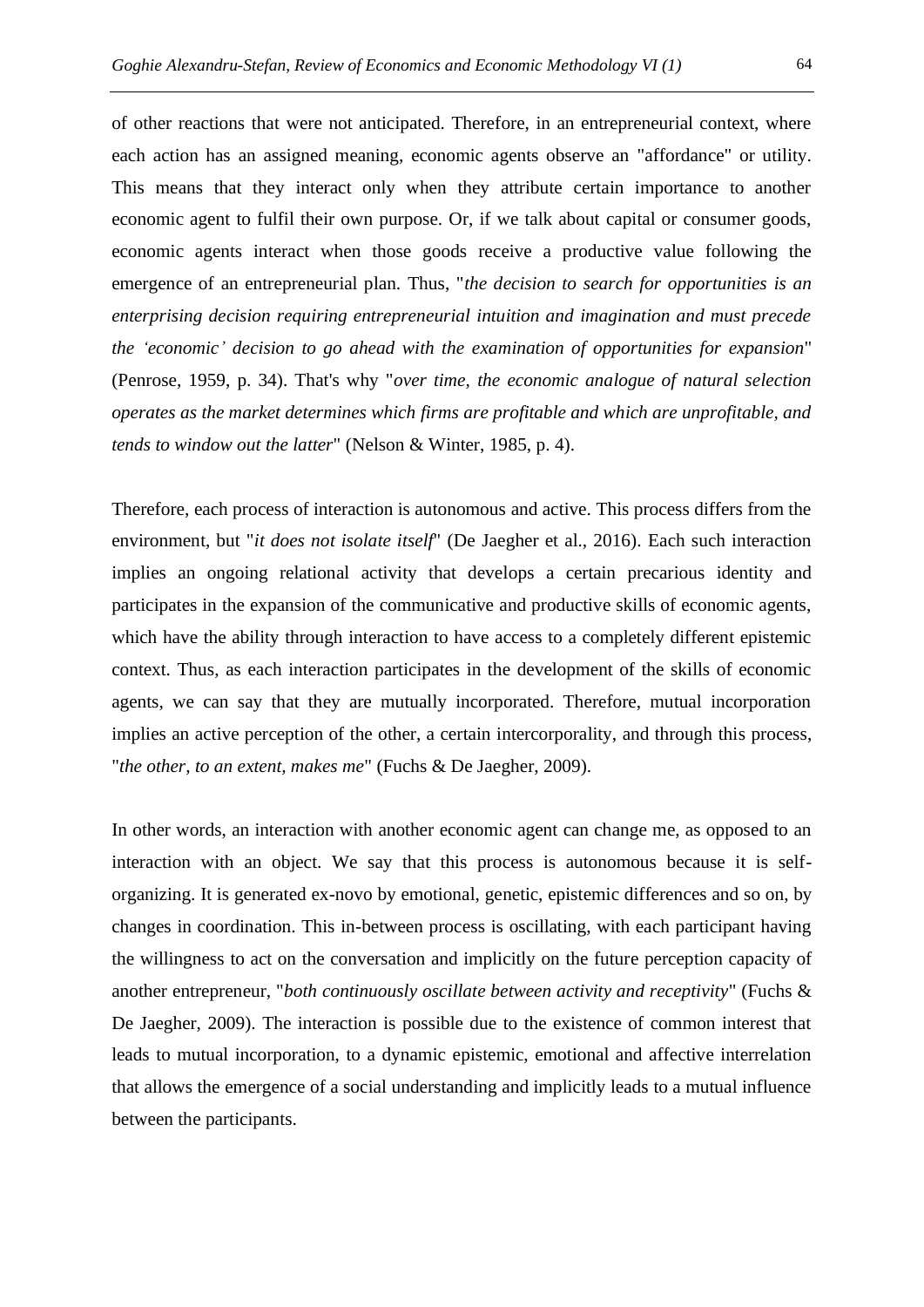of other reactions that were not anticipated. Therefore, in an entrepreneurial context, where each action has an assigned meaning, economic agents observe an "affordance" or utility. This means that they interact only when they attribute certain importance to another economic agent to fulfil their own purpose. Or, if we talk about capital or consumer goods, economic agents interact when those goods receive a productive value following the emergence of an entrepreneurial plan. Thus, "*the decision to search for opportunities is an enterprising decision requiring entrepreneurial intuition and imagination and must precede the 'economic' decision to go ahead with the examination of opportunities for expansion*" (Penrose, 1959, p. 34). That's why "*over time, the economic analogue of natural selection operates as the market determines which firms are profitable and which are unprofitable, and tends to window out the latter*" (Nelson & Winter, 1985, p. 4).

Therefore, each process of interaction is autonomous and active. This process differs from the environment, but "*it does not isolate itself*" (De Jaegher et al., 2016). Each such interaction implies an ongoing relational activity that develops a certain precarious identity and participates in the expansion of the communicative and productive skills of economic agents, which have the ability through interaction to have access to a completely different epistemic context. Thus, as each interaction participates in the development of the skills of economic agents, we can say that they are mutually incorporated. Therefore, mutual incorporation implies an active perception of the other, a certain intercorporality, and through this process, "*the other, to an extent, makes me*" (Fuchs & De Jaegher, 2009).

In other words, an interaction with another economic agent can change me, as opposed to an interaction with an object. We say that this process is autonomous because it is self-organizing. It is generated ex-novo by emotional, genetic, epistemic differences and so on, by changes in coordination. This in-between process is oscillating, with each participant having the willingness to act on the conversation and implicitly on the future perception capacity of another entrepreneur, "*both continuously oscillate between activity and receptivity*" (Fuchs & De Jaegher, 2009). The interaction is possible due to the existence of common interest that leads to mutual incorporation, to a dynamic epistemic, emotional and affective interrelation that allows the emergence of a social understanding and implicitly leads to a mutual influence between the participants.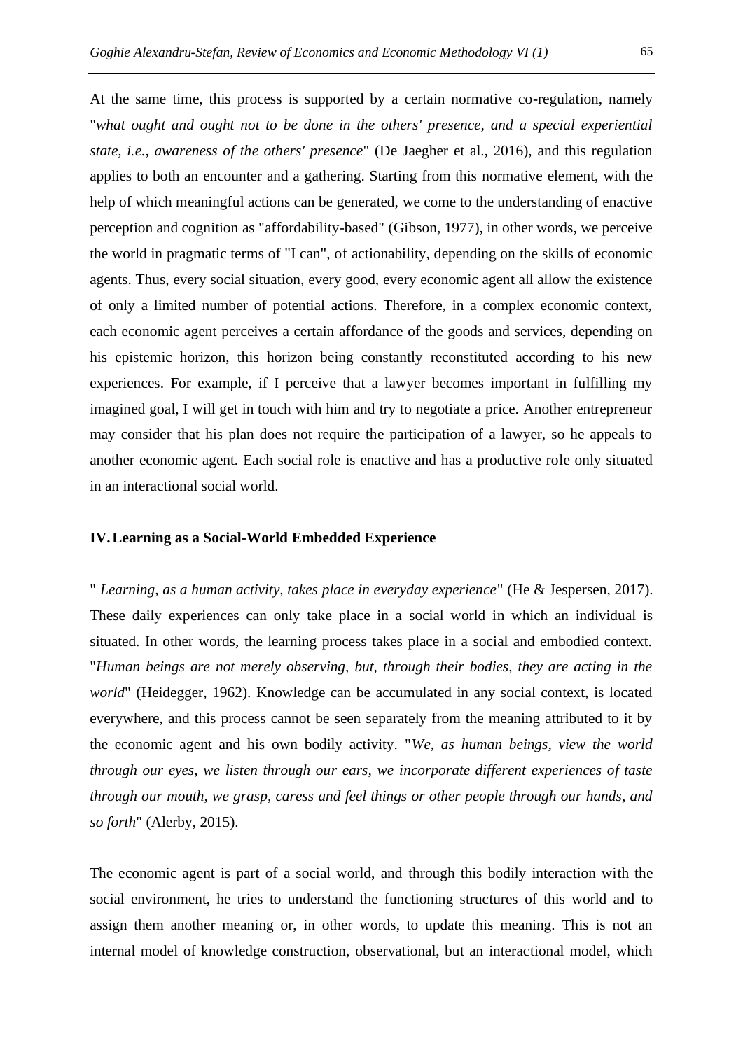At the same time, this process is supported by a certain normative co-regulation, namely "*what ought and ought not to be done in the others' presence, and a special experiential state, i.e., awareness of the others' presence*" (De Jaegher et al., 2016), and this regulation applies to both an encounter and a gathering. Starting from this normative element, with the help of which meaningful actions can be generated, we come to the understanding of enactive perception and cognition as "affordability-based" (Gibson, 1977), in other words, we perceive the world in pragmatic terms of "I can", of actionability, depending on the skills of economic agents. Thus, every social situation, every good, every economic agent all allow the existence of only a limited number of potential actions. Therefore, in a complex economic context, each economic agent perceives a certain affordance of the goods and services, depending on his epistemic horizon, this horizon being constantly reconstituted according to his new experiences. For example, if I perceive that a lawyer becomes important in fulfilling my imagined goal, I will get in touch with him and try to negotiate a price. Another entrepreneur may consider that his plan does not require the participation of a lawyer, so he appeals to another economic agent. Each social role is enactive and has a productive role only situated in an interactional social world.

## IV. Learning as a Social-World Embedded Experience

" *Learning, as a human activity, takes place in everyday experience*" (He & Jespersen, 2017). These daily experiences can only take place in a social world in which an individual is situated. In other words, the learning process takes place in a social and embodied context. "*Human beings are not merely observing, but, through their bodies, they are acting in the world*" (Heidegger, 1962). Knowledge can be accumulated in any social context, is located everywhere, and this process cannot be seen separately from the meaning attributed to it by the economic agent and his own bodily activity. "*We, as human beings, view the world through our eyes, we listen through our ears, we incorporate different experiences of taste through our mouth, we grasp, caress and feel things or other people through our hands, and so forth*" (Alerby, 2015).

The economic agent is part of a social world, and through this bodily interaction with the social environment, he tries to understand the functioning structures of this world and to assign them another meaning or, in other words, to update this meaning. This is not an internal model of knowledge construction, observational, but an interactional model, which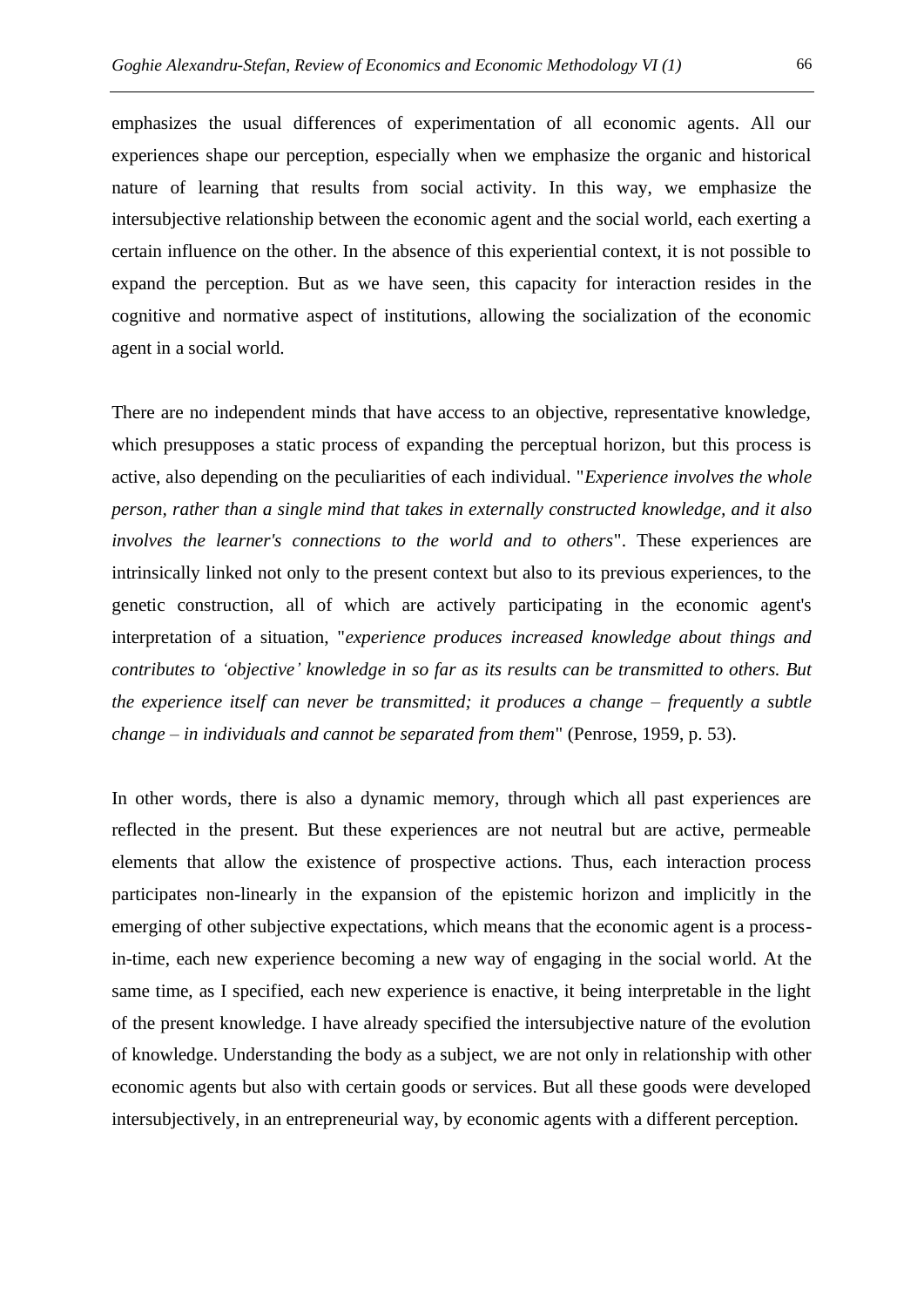emphasizes the usual differences of experimentation of all economic agents. All our experiences shape our perception, especially when we emphasize the organic and historical nature of learning that results from social activity. In this way, we emphasize the intersubjective relationship between the economic agent and the social world, each exerting a certain influence on the other. In the absence of this experiential context, it is not possible to expand the perception. But as we have seen, this capacity for interaction resides in the cognitive and normative aspect of institutions, allowing the socialization of the economic agent in a social world.

There are no independent minds that have access to an objective, representative knowledge, which presupposes a static process of expanding the perceptual horizon, but this process is active, also depending on the peculiarities of each individual. "*Experience involves the whole person, rather than a single mind that takes in externally constructed knowledge, and it also involves the learner's connections to the world and to others*". These experiences are intrinsically linked not only to the present context but also to its previous experiences, to the genetic construction, all of which are actively participating in the economic agent's interpretation of a situation, "*experience produces increased knowledge about things and contributes to 'objective' knowledge in so far as its results can be transmitted to others. But the experience itself can never be transmitted; it produces a change – frequently a subtle change – in individuals and cannot be separated from them*" (Penrose, 1959, p. 53).

In other words, there is also a dynamic memory, through which all past experiences are reflected in the present. But these experiences are not neutral but are active, permeable elements that allow the existence of prospective actions. Thus, each interaction process participates non-linearly in the expansion of the epistemic horizon and implicitly in the emerging of other subjective expectations, which means that the economic agent is a process-in-time, each new experience becoming a new way of engaging in the social world. At the same time, as I specified, each new experience is enactive, it being interpretable in the light of the present knowledge. I have already specified the intersubjective nature of the evolution of knowledge. Understanding the body as a subject, we are not only in relationship with other economic agents but also with certain goods or services. But all these goods were developed intersubjectively, in an entrepreneurial way, by economic agents with a different perception.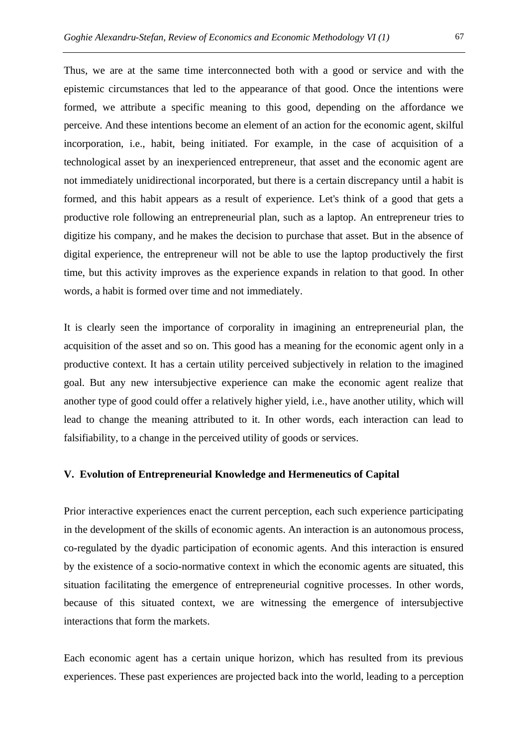Thus, we are at the same time interconnected both with a good or service and with the epistemic circumstances that led to the appearance of that good. Once the intentions were formed, we attribute a specific meaning to this good, depending on the affordance we perceive. And these intentions become an element of an action for the economic agent, skilful incorporation, i.e., habit, being initiated. For example, in the case of acquisition of a technological asset by an inexperienced entrepreneur, that asset and the economic agent are not immediately unidirectional incorporated, but there is a certain discrepancy until a habit is formed, and this habit appears as a result of experience. Let's think of a good that gets a productive role following an entrepreneurial plan, such as a laptop. An entrepreneur tries to digitize his company, and he makes the decision to purchase that asset. But in the absence of digital experience, the entrepreneur will not be able to use the laptop productively the first time, but this activity improves as the experience expands in relation to that good. In other words, a habit is formed over time and not immediately.

It is clearly seen the importance of corporality in imagining an entrepreneurial plan, the acquisition of the asset and so on. This good has a meaning for the economic agent only in a productive context. It has a certain utility perceived subjectively in relation to the imagined goal. But any new intersubjective experience can make the economic agent realize that another type of good could offer a relatively higher yield, i.e., have another utility, which will lead to change the meaning attributed to it. In other words, each interaction can lead to falsifiability, to a change in the perceived utility of goods or services.

## V. Evolution of Entrepreneurial Knowledge and Hermeneutics of Capital

Prior interactive experiences enact the current perception, each such experience participating in the development of the skills of economic agents. An interaction is an autonomous process, co-regulated by the dyadic participation of economic agents. And this interaction is ensured by the existence of a socio-normative context in which the economic agents are situated, this situation facilitating the emergence of entrepreneurial cognitive processes. In other words, because of this situated context, we are witnessing the emergence of intersubjective interactions that form the markets.

Each economic agent has a certain unique horizon, which has resulted from its previous experiences. These past experiences are projected back into the world, leading to a perception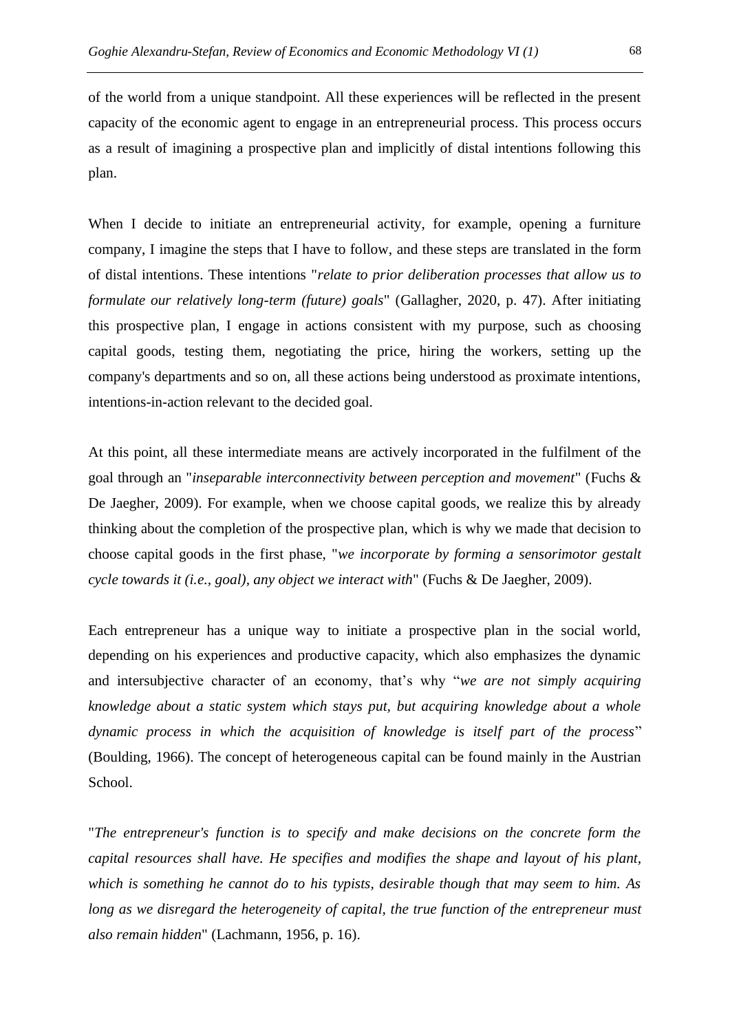of the world from a unique standpoint. All these experiences will be reflected in the present capacity of the economic agent to engage in an entrepreneurial process. This process occurs as a result of imagining a prospective plan and implicitly of distal intentions following this plan.

When I decide to initiate an entrepreneurial activity, for example, opening a furniture company, I imagine the steps that I have to follow, and these steps are translated in the form of distal intentions. These intentions "*relate to prior deliberation processes that allow us to formulate our relatively long-term (future) goals*" (Gallagher, 2020, p. 47). After initiating this prospective plan, I engage in actions consistent with my purpose, such as choosing capital goods, testing them, negotiating the price, hiring the workers, setting up the company's departments and so on, all these actions being understood as proximate intentions, intentions-in-action relevant to the decided goal.

At this point, all these intermediate means are actively incorporated in the fulfilment of the goal through an "*inseparable interconnectivity between perception and movement*" (Fuchs & De Jaegher, 2009). For example, when we choose capital goods, we realize this by already thinking about the completion of the prospective plan, which is why we made that decision to choose capital goods in the first phase, "*we incorporate by forming a sensorimotor gestalt cycle towards it (i.e., goal), any object we interact with*" (Fuchs & De Jaegher, 2009).

Each entrepreneur has a unique way to initiate a prospective plan in the social world, depending on his experiences and productive capacity, which also emphasizes the dynamic and intersubjective character of an economy, that's why "*we are not simply acquiring knowledge about a static system which stays put, but acquiring knowledge about a whole dynamic process in which the acquisition of knowledge is itself part of the process*" (Boulding, 1966). The concept of heterogeneous capital can be found mainly in the Austrian School.

"*The entrepreneur's function is to specify and make decisions on the concrete form the capital resources shall have. He specifies and modifies the shape and layout of his plant, which is something he cannot do to his typists, desirable though that may seem to him. As long as we disregard the heterogeneity of capital, the true function of the entrepreneur must also remain hidden*" (Lachmann, 1956, p. 16).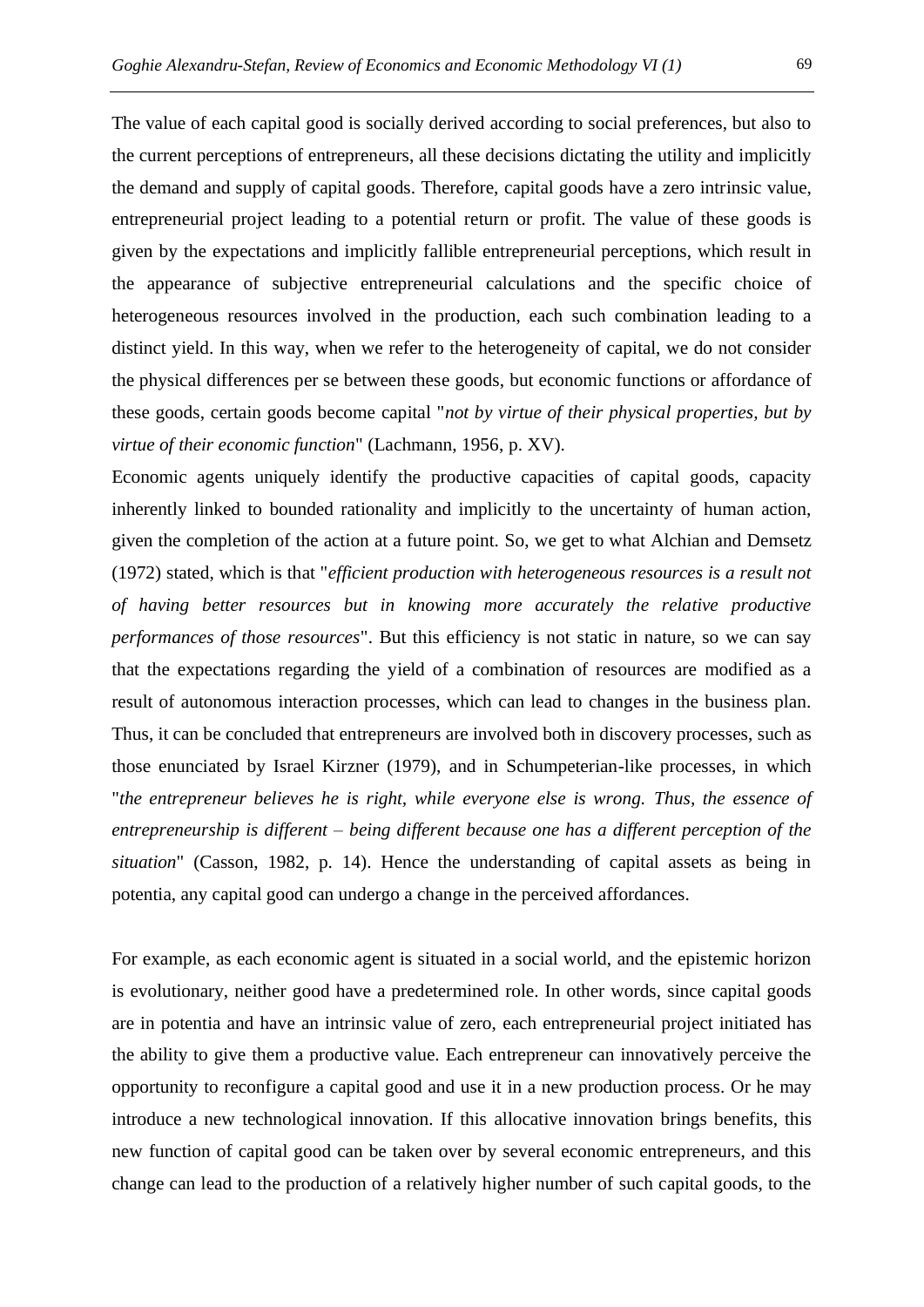The value of each capital good is socially derived according to social preferences, but also to the current perceptions of entrepreneurs, all these decisions dictating the utility and implicitly the demand and supply of capital goods. Therefore, capital goods have a zero intrinsic value, entrepreneurial project leading to a potential return or profit. The value of these goods is given by the expectations and implicitly fallible entrepreneurial perceptions, which result in the appearance of subjective entrepreneurial calculations and the specific choice of heterogeneous resources involved in the production, each such combination leading to a distinct yield. In this way, when we refer to the heterogeneity of capital, we do not consider the physical differences per se between these goods, but economic functions or affordance of these goods, certain goods become capital "*not by virtue of their physical properties, but by virtue of their economic function*" (Lachmann, 1956, p. XV).

Economic agents uniquely identify the productive capacities of capital goods, capacity inherently linked to bounded rationality and implicitly to the uncertainty of human action, given the completion of the action at a future point. So, we get to what Alchian and Demsetz (1972) stated, which is that "*efficient production with heterogeneous resources is a result not of having better resources but in knowing more accurately the relative productive performances of those resources*". But this efficiency is not static in nature, so we can say that the expectations regarding the yield of a combination of resources are modified as a result of autonomous interaction processes, which can lead to changes in the business plan. Thus, it can be concluded that entrepreneurs are involved both in discovery processes, such as those enunciated by Israel Kirzner (1979), and in Schumpeterian-like processes, in which "*the entrepreneur believes he is right, while everyone else is wrong. Thus, the essence of entrepreneurship is different – being different because one has a different perception of the situation*" (Casson, 1982, p. 14). Hence the understanding of capital assets as being in potentia, any capital good can undergo a change in the perceived affordances.

For example, as each economic agent is situated in a social world, and the epistemic horizon is evolutionary, neither good have a predetermined role. In other words, since capital goods are in potentia and have an intrinsic value of zero, each entrepreneurial project initiated has the ability to give them a productive value. Each entrepreneur can innovatively perceive the opportunity to reconfigure a capital good and use it in a new production process. Or he may introduce a new technological innovation. If this allocative innovation brings benefits, this new function of capital good can be taken over by several economic entrepreneurs, and this change can lead to the production of a relatively higher number of such capital goods, to the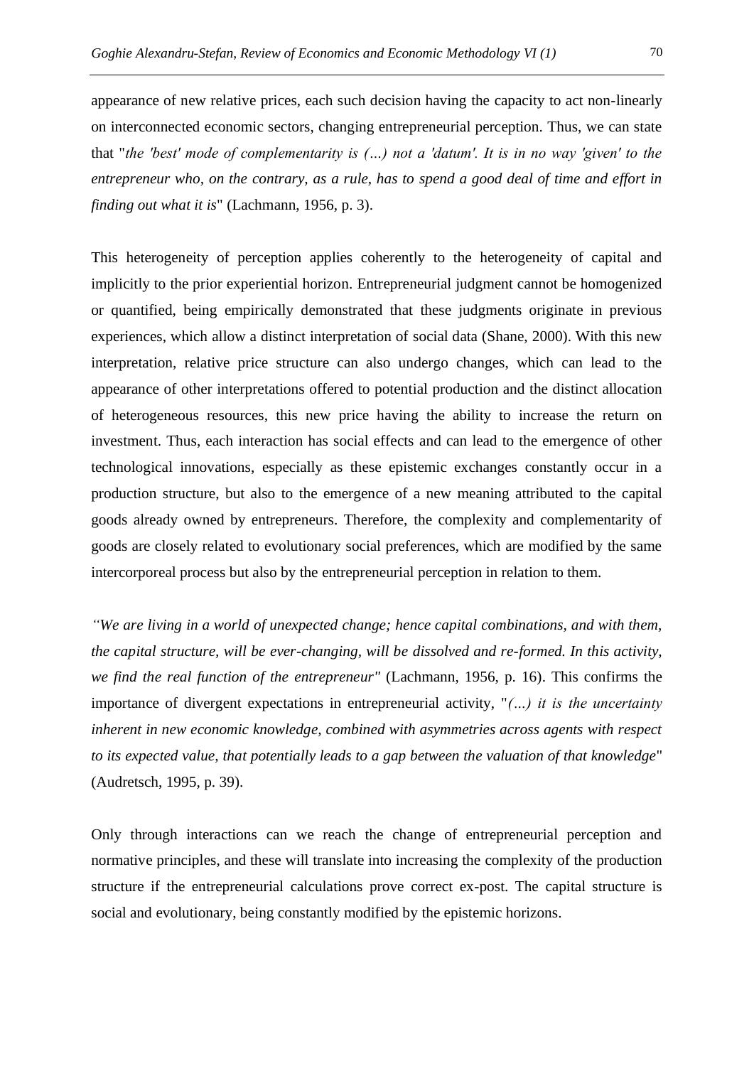appearance of new relative prices, each such decision having the capacity to act non-linearly on interconnected economic sectors, changing entrepreneurial perception. Thus, we can state that "*the 'best' mode of complementarity is (...) not a 'datum'. It is in no way 'given' to the entrepreneur who, on the contrary, as a rule, has to spend a good deal of time and effort in finding out what it is*" (Lachmann, 1956, p. 3).

This heterogeneity of perception applies coherently to the heterogeneity of capital and implicitly to the prior experiential horizon. Entrepreneurial judgment cannot be homogenized or quantified, being empirically demonstrated that these judgments originate in previous experiences, which allow a distinct interpretation of social data (Shane, 2000). With this new interpretation, relative price structure can also undergo changes, which can lead to the appearance of other interpretations offered to potential production and the distinct allocation of heterogeneous resources, this new price having the ability to increase the return on investment. Thus, each interaction has social effects and can lead to the emergence of other technological innovations, especially as these epistemic exchanges constantly occur in a production structure, but also to the emergence of a new meaning attributed to the capital goods already owned by entrepreneurs. Therefore, the complexity and complementarity of goods are closely related to evolutionary social preferences, which are modified by the same intercorporeal process but also by the entrepreneurial perception in relation to them.

*"We are living in a world of unexpected change; hence capital combinations, and with them, the capital structure, will be ever-changing, will be dissolved and re-formed. In this activity, we find the real function of the entrepreneur"* (Lachmann, 1956, p. 16). This confirms the importance of divergent expectations in entrepreneurial activity, "*(...) it is the uncertainty inherent in new economic knowledge, combined with asymmetries across agents with respect to its expected value, that potentially leads to a gap between the valuation of that knowledge*" (Audretsch, 1995, p. 39).

Only through interactions can we reach the change of entrepreneurial perception and normative principles, and these will translate into increasing the complexity of the production structure if the entrepreneurial calculations prove correct ex-post. The capital structure is social and evolutionary, being constantly modified by the epistemic horizons.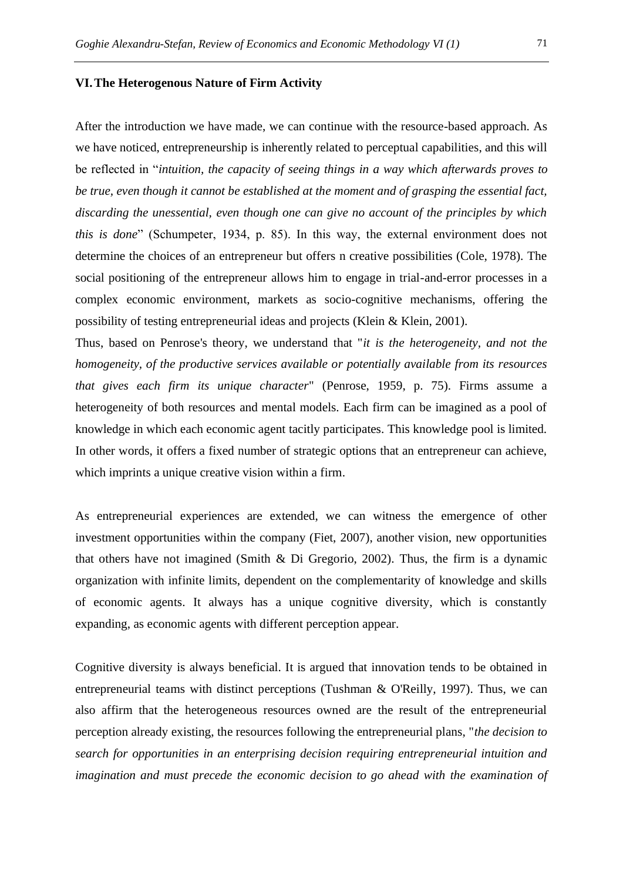## VI. The Heterogenous Nature of Firm Activity

After the introduction we have made, we can continue with the resource-based approach. As we have noticed, entrepreneurship is inherently related to perceptual capabilities, and this will be reflected in "*intuition, the capacity of seeing things in a way which afterwards proves to be true, even though it cannot be established at the moment and of grasping the essential fact, discarding the unessential, even though one can give no account of the principles by which this is done*" (Schumpeter, 1934, p. 85). In this way, the external environment does not determine the choices of an entrepreneur but offers n creative possibilities (Cole, 1978). The social positioning of the entrepreneur allows him to engage in trial-and-error processes in a complex economic environment, markets as socio-cognitive mechanisms, offering the possibility of testing entrepreneurial ideas and projects (Klein & Klein, 2001).

Thus, based on Penrose's theory, we understand that "*it is the heterogeneity, and not the homogeneity, of the productive services available or potentially available from its resources that gives each firm its unique character*" (Penrose, 1959, p. 75). Firms assume a heterogeneity of both resources and mental models. Each firm can be imagined as a pool of knowledge in which each economic agent tacitly participates. This knowledge pool is limited. In other words, it offers a fixed number of strategic options that an entrepreneur can achieve, which imprints a unique creative vision within a firm.

As entrepreneurial experiences are extended, we can witness the emergence of other investment opportunities within the company (Fiet, 2007), another vision, new opportunities that others have not imagined (Smith & Di Gregorio, 2002). Thus, the firm is a dynamic organization with infinite limits, dependent on the complementarity of knowledge and skills of economic agents. It always has a unique cognitive diversity, which is constantly expanding, as economic agents with different perception appear.

Cognitive diversity is always beneficial. It is argued that innovation tends to be obtained in entrepreneurial teams with distinct perceptions (Tushman & O'Reilly, 1997). Thus, we can also affirm that the heterogeneous resources owned are the result of the entrepreneurial perception already existing, the resources following the entrepreneurial plans, "*the decision to search for opportunities in an enterprising decision requiring entrepreneurial intuition and imagination and must precede the economic decision to go ahead with the examination of*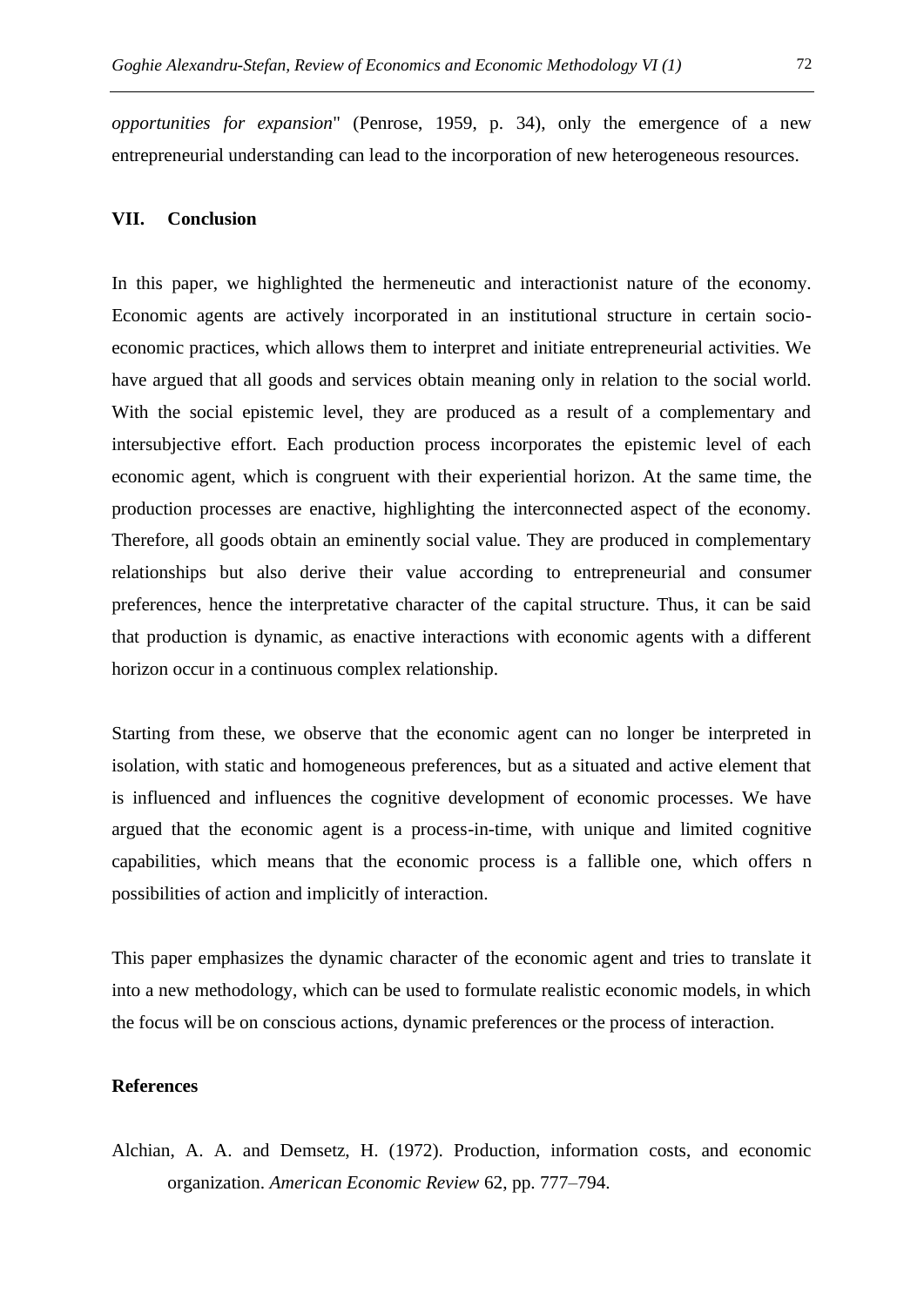*opportunities for expansion*" (Penrose, 1959, p. 34), only the emergence of a new entrepreneurial understanding can lead to the incorporation of new heterogeneous resources.

## VII. Conclusion

In this paper, we highlighted the hermeneutic and interactionist nature of the economy. Economic agents are actively incorporated in an institutional structure in certain socio-economic practices, which allows them to interpret and initiate entrepreneurial activities. We have argued that all goods and services obtain meaning only in relation to the social world. With the social epistemic level, they are produced as a result of a complementary and intersubjective effort. Each production process incorporates the epistemic level of each economic agent, which is congruent with their experiential horizon. At the same time, the production processes are enactive, highlighting the interconnected aspect of the economy. Therefore, all goods obtain an eminently social value. They are produced in complementary relationships but also derive their value according to entrepreneurial and consumer preferences, hence the interpretative character of the capital structure. Thus, it can be said that production is dynamic, as enactive interactions with economic agents with a different horizon occur in a continuous complex relationship.

Starting from these, we observe that the economic agent can no longer be interpreted in isolation, with static and homogeneous preferences, but as a situated and active element that is influenced and influences the cognitive development of economic processes. We have argued that the economic agent is a process-in-time, with unique and limited cognitive capabilities, which means that the economic process is a fallible one, which offers n possibilities of action and implicitly of interaction.

This paper emphasizes the dynamic character of the economic agent and tries to translate it into a new methodology, which can be used to formulate realistic economic models, in which the focus will be on conscious actions, dynamic preferences or the process of interaction.

## References

Alchian, A. A. and Demsetz, H. (1972). Production, information costs, and economic organization. *American Economic Review* 62, pp. 777–794.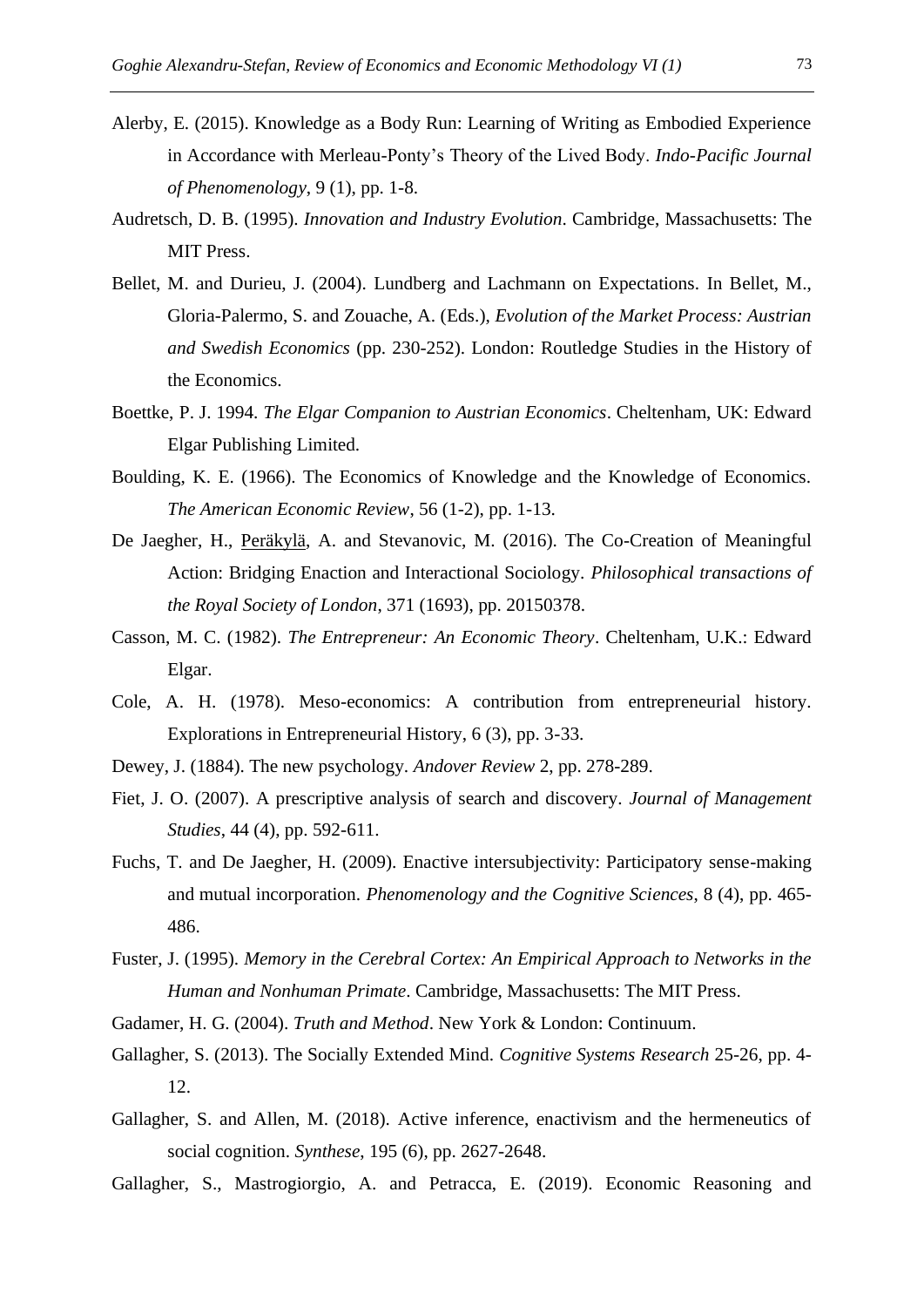Alerby, E. (2015). Knowledge as a Body Run: Learning of Writing as Embodied Experience in Accordance with Merleau-Ponty's Theory of the Lived Body. *Indo-Pacific Journal of Phenomenology*, 9 (1), pp. 1-8.

Audretsch, D. B. (1995). *Innovation and Industry Evolution*. Cambridge, Massachusetts: The MIT Press.

Bellet, M. and Durieu, J. (2004). Lundberg and Lachmann on Expectations. In Bellet, M., Gloria-Palermo, S. and Zouache, A. (Eds.), *Evolution of the Market Process: Austrian and Swedish Economics* (pp. 230-252). London: Routledge Studies in the History of the Economics.

Boettke, P. J. 1994. *The Elgar Companion to Austrian Economics*. Cheltenham, UK: Edward Elgar Publishing Limited.

Boulding, K. E. (1966). The Economics of Knowledge and the Knowledge of Economics. *The American Economic Review*, 56 (1-2), pp. 1-13.

De Jaegher, H., Peräkylä, A. and Stevanovic, M. (2016). The Co-Creation of Meaningful Action: Bridging Enaction and Interactional Sociology. *Philosophical transactions of the Royal Society of London*, 371 (1693), pp. 20150378.

Casson, M. C. (1982). *The Entrepreneur: An Economic Theory*. Cheltenham, U.K.: Edward Elgar.

Cole, A. H. (1978). Meso-economics: A contribution from entrepreneurial history. Explorations in Entrepreneurial History, 6 (3), pp. 3-33.

Dewey, J. (1884). The new psychology. *Andover Review* 2, pp. 278-289.

Fiet, J. O. (2007). A prescriptive analysis of search and discovery. *Journal of Management Studies*, 44 (4), pp. 592-611.

Fuchs, T. and De Jaegher, H. (2009). Enactive intersubjectivity: Participatory sense-making and mutual incorporation. *Phenomenology and the Cognitive Sciences*, 8 (4), pp. 465-486.

Fuster, J. (1995). *Memory in the Cerebral Cortex: An Empirical Approach to Networks in the Human and Nonhuman Primate*. Cambridge, Massachusetts: The MIT Press.

Gadamer, H. G. (2004). *Truth and Method*. New York & London: Continuum.

Gallagher, S. (2013). The Socially Extended Mind. *Cognitive Systems Research* 25-26, pp. 4-12.

Gallagher, S. and Allen, M. (2018). Active inference, enactivism and the hermeneutics of social cognition. *Synthese*, 195 (6), pp. 2627-2648.

Gallagher, S., Mastrogiorgio, A. and Petracca, E. (2019). Economic Reasoning and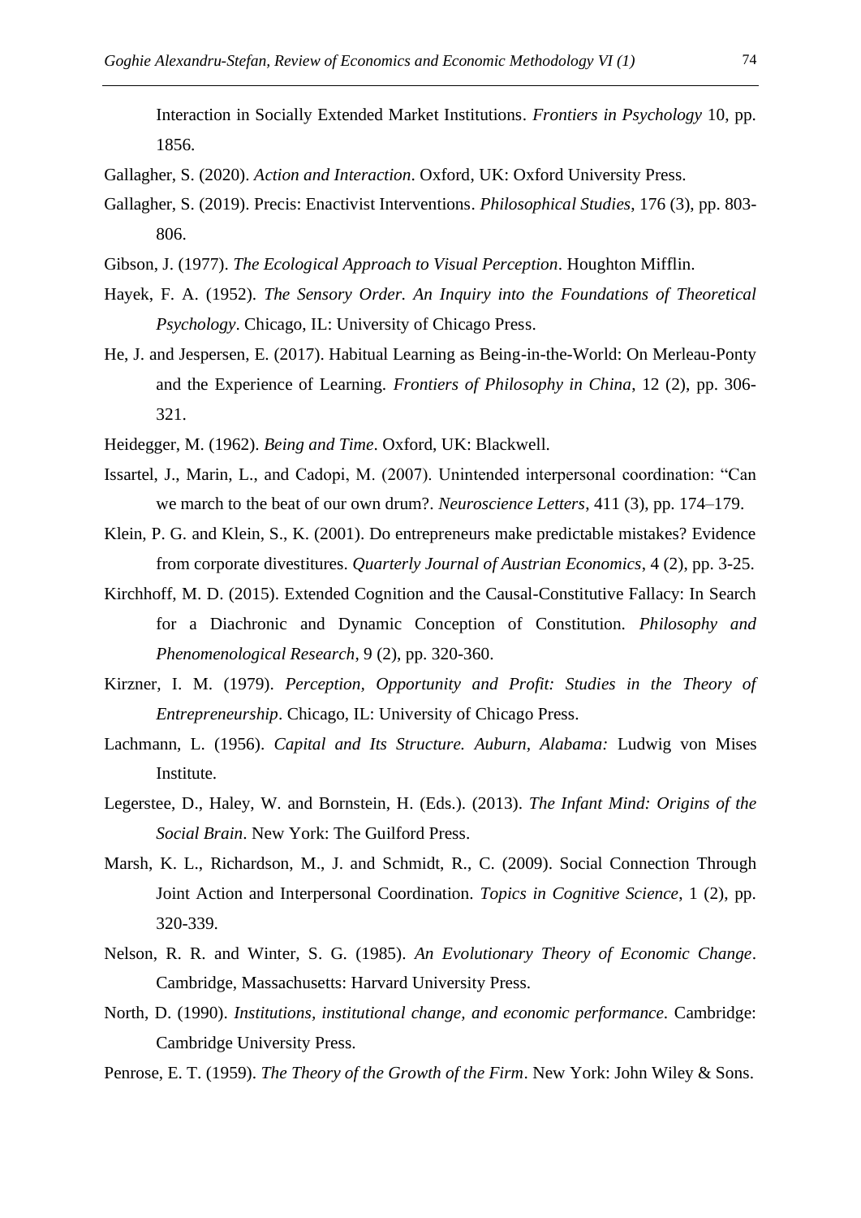Interaction in Socially Extended Market Institutions. *Frontiers in Psychology* 10, pp. 1856.

Gallagher, S. (2020). *Action and Interaction*. Oxford, UK: Oxford University Press.

Gallagher, S. (2019). Precis: Enactivist Interventions. *Philosophical Studies*, 176 (3), pp. 803-806.

Gibson, J. (1977). *The Ecological Approach to Visual Perception*. Houghton Mifflin.

Hayek, F. A. (1952). *The Sensory Order. An Inquiry into the Foundations of Theoretical Psychology*. Chicago, IL: University of Chicago Press.

He, J. and Jespersen, E. (2017). Habitual Learning as Being-in-the-World: On Merleau-Ponty and the Experience of Learning. *Frontiers of Philosophy in China*, 12 (2), pp. 306-321.

Heidegger, M. (1962). *Being and Time*. Oxford, UK: Blackwell.

Issartel, J., Marin, L., and Cadopi, M. (2007). Unintended interpersonal coordination: "Can we march to the beat of our own drum?. *Neuroscience Letters*, 411 (3), pp. 174–179.

Klein, P. G. and Klein, S., K. (2001). Do entrepreneurs make predictable mistakes? Evidence from corporate divestitures. *Quarterly Journal of Austrian Economics*, 4 (2), pp. 3-25.

Kirchhoff, M. D. (2015). Extended Cognition and the Causal-Constitutive Fallacy: In Search for a Diachronic and Dynamic Conception of Constitution. *Philosophy and Phenomenological Research*, 9 (2), pp. 320-360.

Kirzner, I. M. (1979). *Perception, Opportunity and Profit: Studies in the Theory of Entrepreneurship*. Chicago, IL: University of Chicago Press.

Lachmann, L. (1956). *Capital and Its Structure. Auburn, Alabama:* Ludwig von Mises Institute.

Legerstee, D., Haley, W. and Bornstein, H. (Eds.). (2013). *The Infant Mind: Origins of the Social Brain*. New York: The Guilford Press.

Marsh, K. L., Richardson, M., J. and Schmidt, R., C. (2009). Social Connection Through Joint Action and Interpersonal Coordination. *Topics in Cognitive Science*, 1 (2), pp. 320-339.

Nelson, R. R. and Winter, S. G. (1985). *An Evolutionary Theory of Economic Change*. Cambridge, Massachusetts: Harvard University Press.

North, D. (1990). *Institutions, institutional change, and economic performance*. Cambridge: Cambridge University Press.

Penrose, E. T. (1959). *The Theory of the Growth of the Firm*. New York: John Wiley & Sons.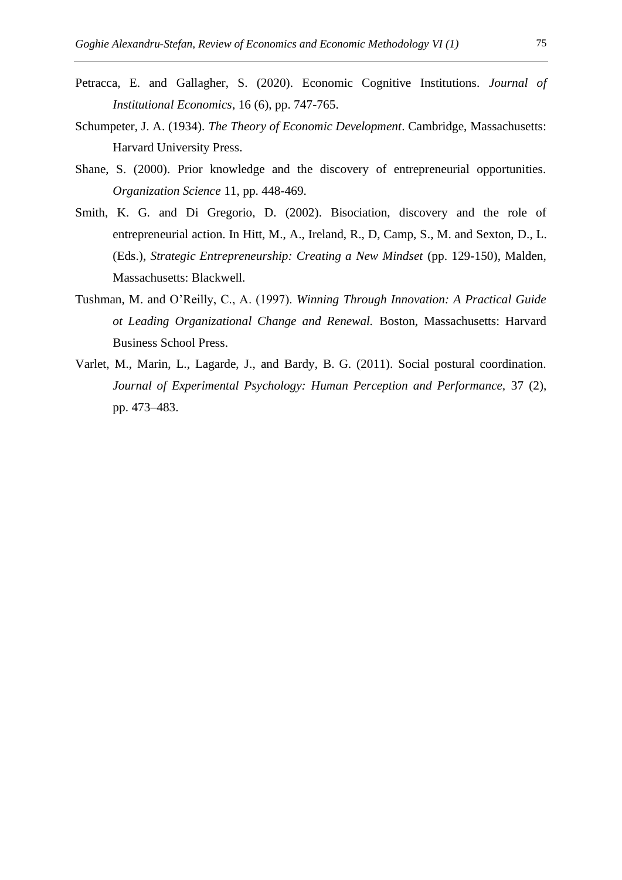Petracca, E. and Gallagher, S. (2020). Economic Cognitive Institutions. *Journal of Institutional Economics*, 16 (6), pp. 747-765.

Schumpeter, J. A. (1934). *The Theory of Economic Development*. Cambridge, Massachusetts: Harvard University Press.

Shane, S. (2000). Prior knowledge and the discovery of entrepreneurial opportunities. *Organization Science* 11, pp. 448-469.

Smith, K. G. and Di Gregorio, D. (2002). Bisociation, discovery and the role of entrepreneurial action. In Hitt, M., A., Ireland, R., D, Camp, S., M. and Sexton, D., L. (Eds.), *Strategic Entrepreneurship: Creating a New Mindset* (pp. 129-150), Malden, Massachusetts: Blackwell.

Tushman, M. and O'Reilly, C., A. (1997). *Winning Through Innovation: A Practical Guide ot Leading Organizational Change and Renewal.* Boston, Massachusetts: Harvard Business School Press.

Varlet, M., Marin, L., Lagarde, J., and Bardy, B. G. (2011). Social postural coordination. *Journal of Experimental Psychology: Human Perception and Performance*, 37 (2), pp. 473–483.